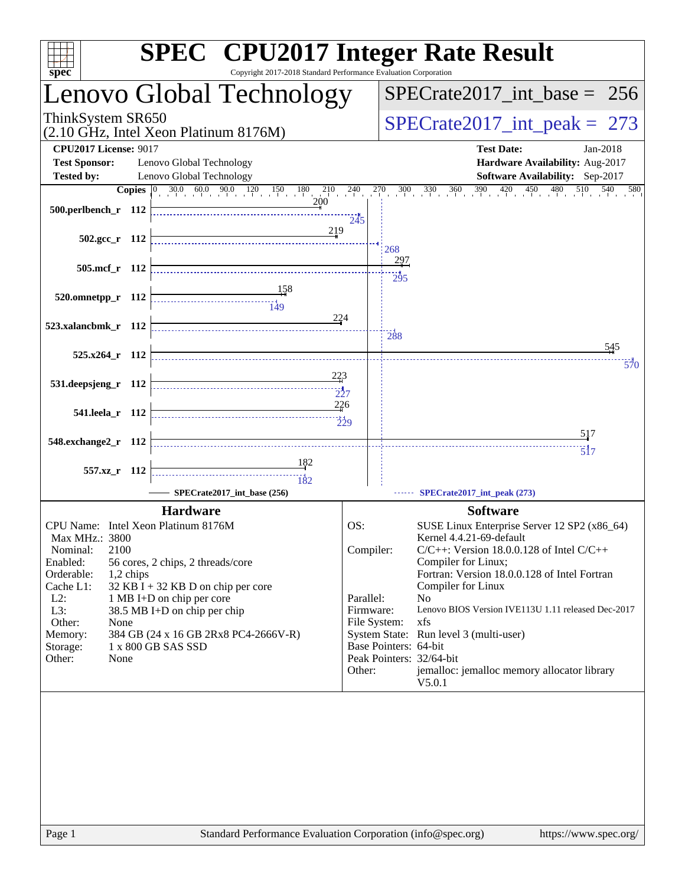# SPEC CPU2017 Integer Rate Result

Copyright 2017-2018 Standard Performance Evaluation Corporation

## Lenovo Global Technology

ThinkSystem SR650
(2.10 GHz, Intel Xeon Platinum 8176M)

SPECrate2017_int_base = 256

SPECrate2017_int_peak = 273

**CPU2017 License:** 9017
**Test Sponsor:** Lenovo Global Technology
**Tested by:** Lenovo Global Technology

**Test Date:** Jan-2018
**Hardware Availability:** Aug-2017
**Software Availability:** Sep-2017

| Benchmark | Copies | Base | Peak |
|---|---|---|---|
| 500.perlbench_r | 112 | 200 | 245 |
| 502.gcc_r | 112 | 219 | 268 |
| 505.mcf_r | 112 | 297 | 295 |
| 520.omnetpp_r | 112 | 158 | 149 |
| 523.xalancbmk_r | 112 | 224 | 288 |
| 525.x264_r | 112 | 545 | 570 |
| 531.deepsjeng_r | 112 | 223 | 227 |
| 541.leela_r | 112 | 226 | 229 |
| 548.exchange2_r | 112 | 517 | 517 |
| 557.xz_r | 112 | 182 | 182 |

SPECrate2017_int_base (256) — SPECrate2017_int_peak (273)

### Hardware

| | |
|---|---|
| CPU Name: | Intel Xeon Platinum 8176M |
| Max MHz.: | 3800 |
| Nominal: | 2100 |
| Enabled: | 56 cores, 2 chips, 2 threads/core |
| Orderable: | 1,2 chips |
| Cache L1: | 32 KB I + 32 KB D on chip per core |
| L2: | 1 MB I+D on chip per core |
| L3: | 38.5 MB I+D on chip per chip |
| Other: | None |
| Memory: | 384 GB (24 x 16 GB 2Rx8 PC4-2666V-R) |
| Storage: | 1 x 800 GB SAS SSD |
| Other: | None |

### Software

| | |
|---|---|
| OS: | SUSE Linux Enterprise Server 12 SP2 (x86_64) Kernel 4.4.21-69-default |
| Compiler: | C/C++: Version 18.0.0.128 of Intel C/C++ Compiler for Linux; Fortran: Version 18.0.0.128 of Intel Fortran Compiler for Linux |
| Parallel: | No |
| Firmware: | Lenovo BIOS Version IVE113U 1.11 released Dec-2017 |
| File System: | xfs |
| System State: | Run level 3 (multi-user) |
| Base Pointers: | 64-bit |
| Peak Pointers: | 32/64-bit |
| Other: | jemalloc: jemalloc memory allocator library V5.0.1 |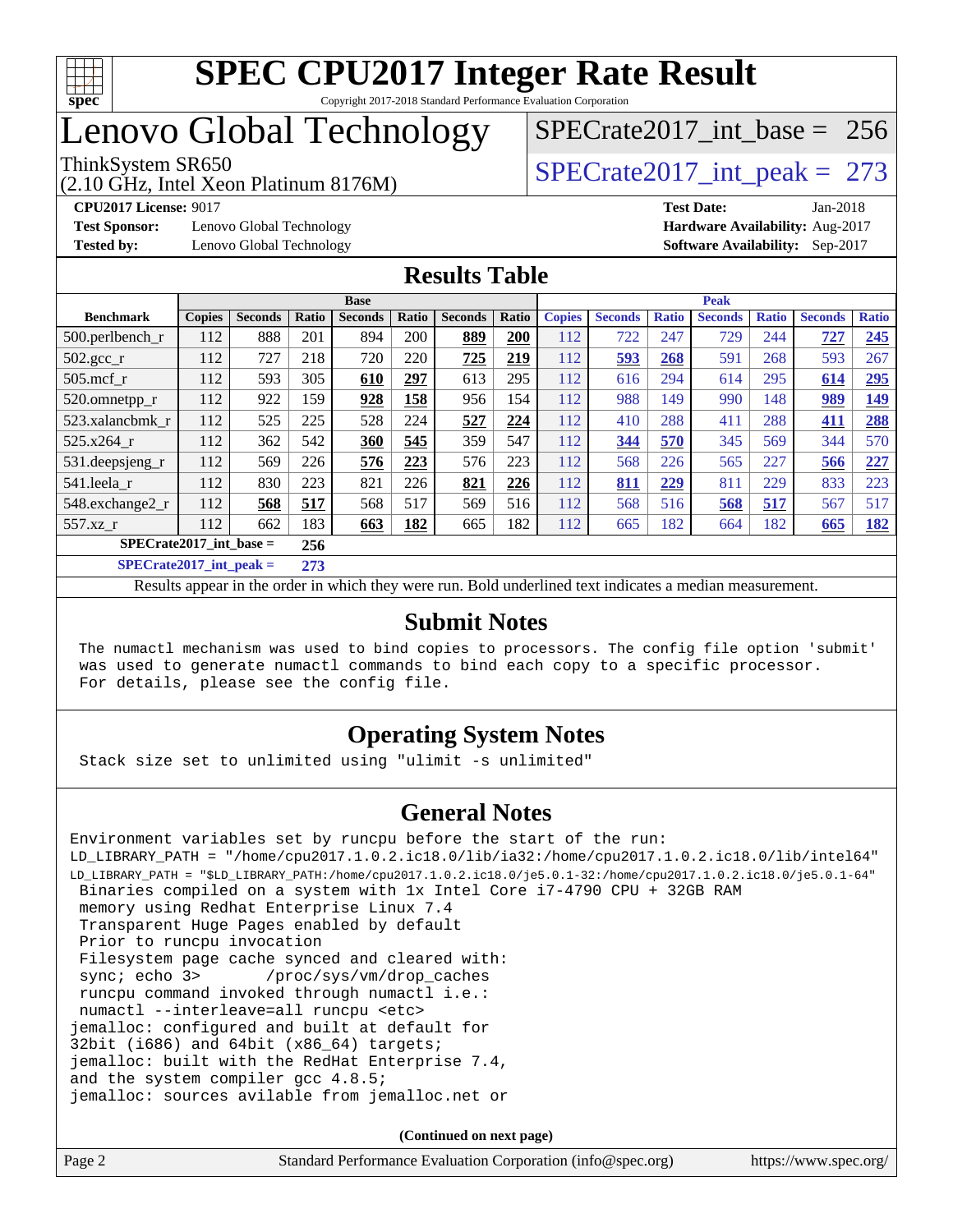# SPEC CPU2017 Integer Rate Result

Copyright 2017-2018 Standard Performance Evaluation Corporation

# Lenovo Global Technology

ThinkSystem SR650
(2.10 GHz, Intel Xeon Platinum 8176M)

SPECrate2017_int_base = 256

SPECrate2017_int_peak = 273

**CPU2017 License:** 9017
**Test Sponsor:** Lenovo Global Technology
**Tested by:** Lenovo Global Technology

**Test Date:** Jan-2018
**Hardware Availability:** Aug-2017
**Software Availability:** Sep-2017

## Results Table

| Benchmark | Base | | | | | | | Peak | | | | | | |
|---|---|---|---|---|---|---|---|---|---|---|---|---|---|---|
| | Copies | Seconds | Ratio | Seconds | Ratio | Seconds | Ratio | Copies | Seconds | Ratio | Seconds | Ratio | Seconds | Ratio |
| 500.perlbench_r | 112 | 888 | 201 | 894 | 200 | **889** | **200** | 112 | 722 | 247 | 729 | 244 | **727** | **245** |
| 502.gcc_r | 112 | 727 | 218 | 720 | 220 | **725** | **219** | 112 | **593** | **268** | 591 | 268 | 593 | 267 |
| 505.mcf_r | 112 | 593 | 305 | **610** | **297** | 613 | 295 | 112 | 616 | 294 | 614 | 295 | **614** | **295** |
| 520.omnetpp_r | 112 | 922 | 159 | **928** | **158** | 956 | 154 | 112 | 988 | 149 | 990 | 148 | **989** | **149** |
| 523.xalancbmk_r | 112 | 525 | 225 | 528 | 224 | **527** | **224** | 112 | 410 | 288 | 411 | 288 | **411** | **288** |
| 525.x264_r | 112 | 362 | 542 | **360** | **545** | 359 | 547 | 112 | **344** | **570** | 345 | 569 | 344 | 570 |
| 531.deepsjeng_r | 112 | 569 | 226 | **576** | **223** | 576 | 223 | 112 | 568 | 226 | 565 | 227 | **566** | **227** |
| 541.leela_r | 112 | 830 | 223 | 821 | 226 | **821** | **226** | 112 | **811** | **229** | 811 | 229 | 833 | 223 |
| 548.exchange2_r | 112 | **568** | **517** | 568 | 517 | 569 | 516 | 112 | 568 | 516 | **568** | **517** | 567 | 517 |
| 557.xz_r | 112 | 662 | 183 | **663** | **182** | 665 | 182 | 112 | 665 | 182 | 664 | 182 | **665** | **182** |

**SPECrate2017_int_base = 256**

**SPECrate2017_int_peak = 273**

Results appear in the order in which they were run. Bold underlined text indicates a median measurement.

## Submit Notes

```
The numactl mechanism was used to bind copies to processors. The config file option 'submit'
was used to generate numactl commands to bind each copy to a specific processor.
For details, please see the config file.
```

## Operating System Notes

```
Stack size set to unlimited using "ulimit -s unlimited"
```

## General Notes

```
Environment variables set by runcpu before the start of the run:
LD_LIBRARY_PATH = "/home/cpu2017.1.0.2.ic18.0/lib/ia32:/home/cpu2017.1.0.2.ic18.0/lib/intel64"
LD_LIBRARY_PATH = "$LD_LIBRARY_PATH:/home/cpu2017.1.0.2.ic18.0/je5.0.1-32:/home/cpu2017.1.0.2.ic18.0/je5.0.1-64"
 Binaries compiled on a system with 1x Intel Core i7-4790 CPU + 32GB RAM
 memory using Redhat Enterprise Linux 7.4
 Transparent Huge Pages enabled by default
 Prior to runcpu invocation
 Filesystem page cache synced and cleared with:
 sync; echo 3>       /proc/sys/vm/drop_caches
 runcpu command invoked through numactl i.e.:
 numactl --interleave=all runcpu <etc>
jemalloc: configured and built at default for
32bit (i686) and 64bit (x86_64) targets;
jemalloc: built with the RedHat Enterprise 7.4,
and the system compiler gcc 4.8.5;
jemalloc: sources avilable from jemalloc.net or
```

(Continued on next page)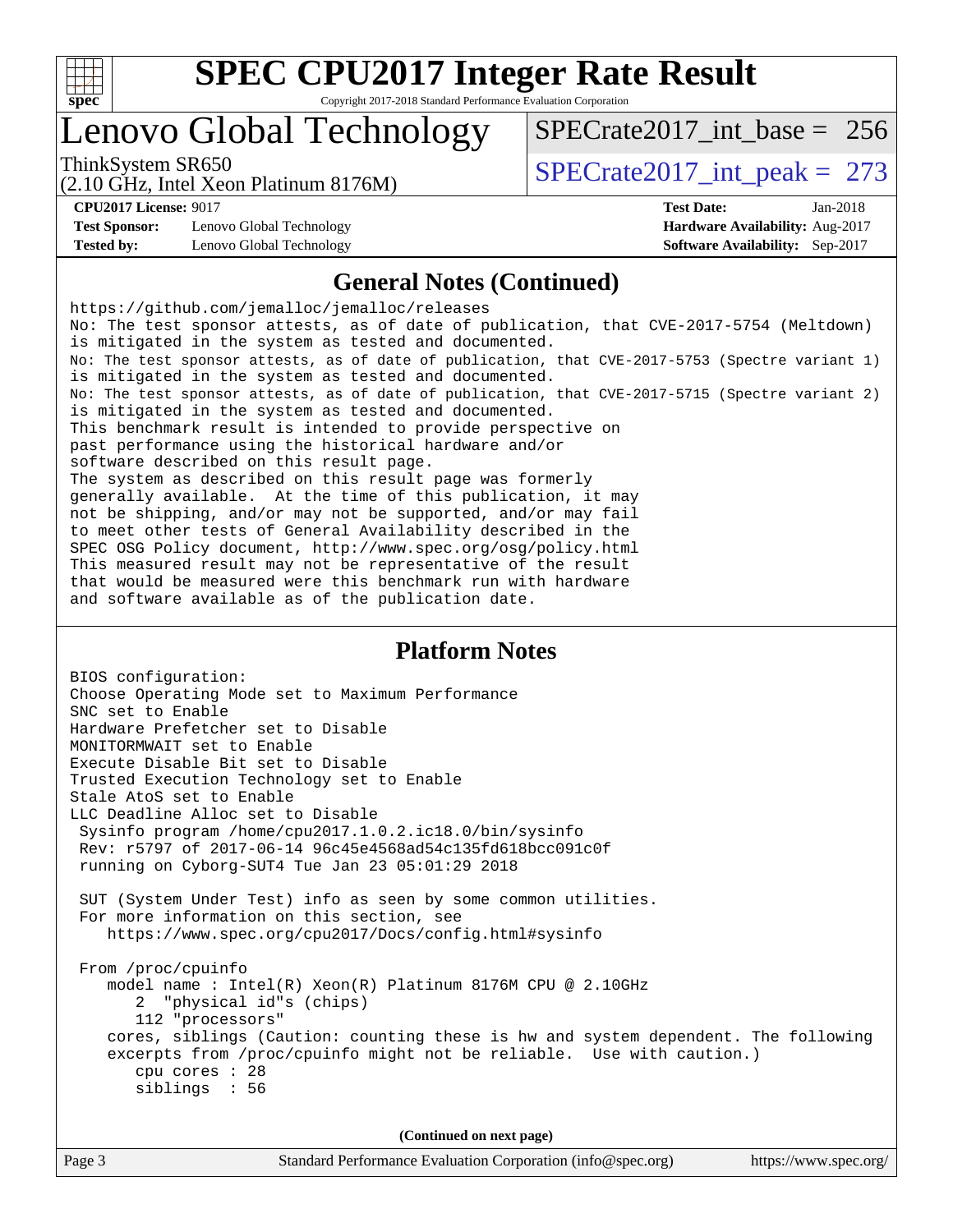# SPEC CPU2017 Integer Rate Result

Copyright 2017-2018 Standard Performance Evaluation Corporation

## Lenovo Global Technology

ThinkSystem SR650
(2.10 GHz, Intel Xeon Platinum 8176M)

SPECrate2017_int_base = 256

SPECrate2017_int_peak = 273

**CPU2017 License:** 9017
**Test Sponsor:** Lenovo Global Technology
**Tested by:** Lenovo Global Technology

**Test Date:** Jan-2018
**Hardware Availability:** Aug-2017
**Software Availability:** Sep-2017

## General Notes (Continued)

```
https://github.com/jemalloc/jemalloc/releases
No: The test sponsor attests, as of date of publication, that CVE-2017-5754 (Meltdown)
is mitigated in the system as tested and documented.
No: The test sponsor attests, as of date of publication, that CVE-2017-5753 (Spectre variant 1)
is mitigated in the system as tested and documented.
No: The test sponsor attests, as of date of publication, that CVE-2017-5715 (Spectre variant 2)
is mitigated in the system as tested and documented.
This benchmark result is intended to provide perspective on
past performance using the historical hardware and/or
software described on this result page.
The system as described on this result page was formerly
generally available.  At the time of this publication, it may
not be shipping, and/or may not be supported, and/or may fail
to meet other tests of General Availability described in the
SPEC OSG Policy document, http://www.spec.org/osg/policy.html
This measured result may not be representative of the result
that would be measured were this benchmark run with hardware
and software available as of the publication date.
```

## Platform Notes

```
BIOS configuration:
Choose Operating Mode set to Maximum Performance
SNC set to Enable
Hardware Prefetcher set to Disable
MONITORMWAIT set to Enable
Execute Disable Bit set to Disable
Trusted Execution Technology set to Enable
Stale AtoS set to Enable
LLC Deadline Alloc set to Disable
 Sysinfo program /home/cpu2017.1.0.2.ic18.0/bin/sysinfo
 Rev: r5797 of 2017-06-14 96c45e4568ad54c135fd618bcc091c0f
 running on Cyborg-SUT4 Tue Jan 23 05:01:29 2018

 SUT (System Under Test) info as seen by some common utilities.
 For more information on this section, see
    https://www.spec.org/cpu2017/Docs/config.html#sysinfo

 From /proc/cpuinfo
    model name : Intel(R) Xeon(R) Platinum 8176M CPU @ 2.10GHz
       2  "physical id"s (chips)
       112 "processors"
    cores, siblings (Caution: counting these is hw and system dependent. The following
    excerpts from /proc/cpuinfo might not be reliable.  Use with caution.)
       cpu cores : 28
       siblings  : 56
```

**(Continued on next page)**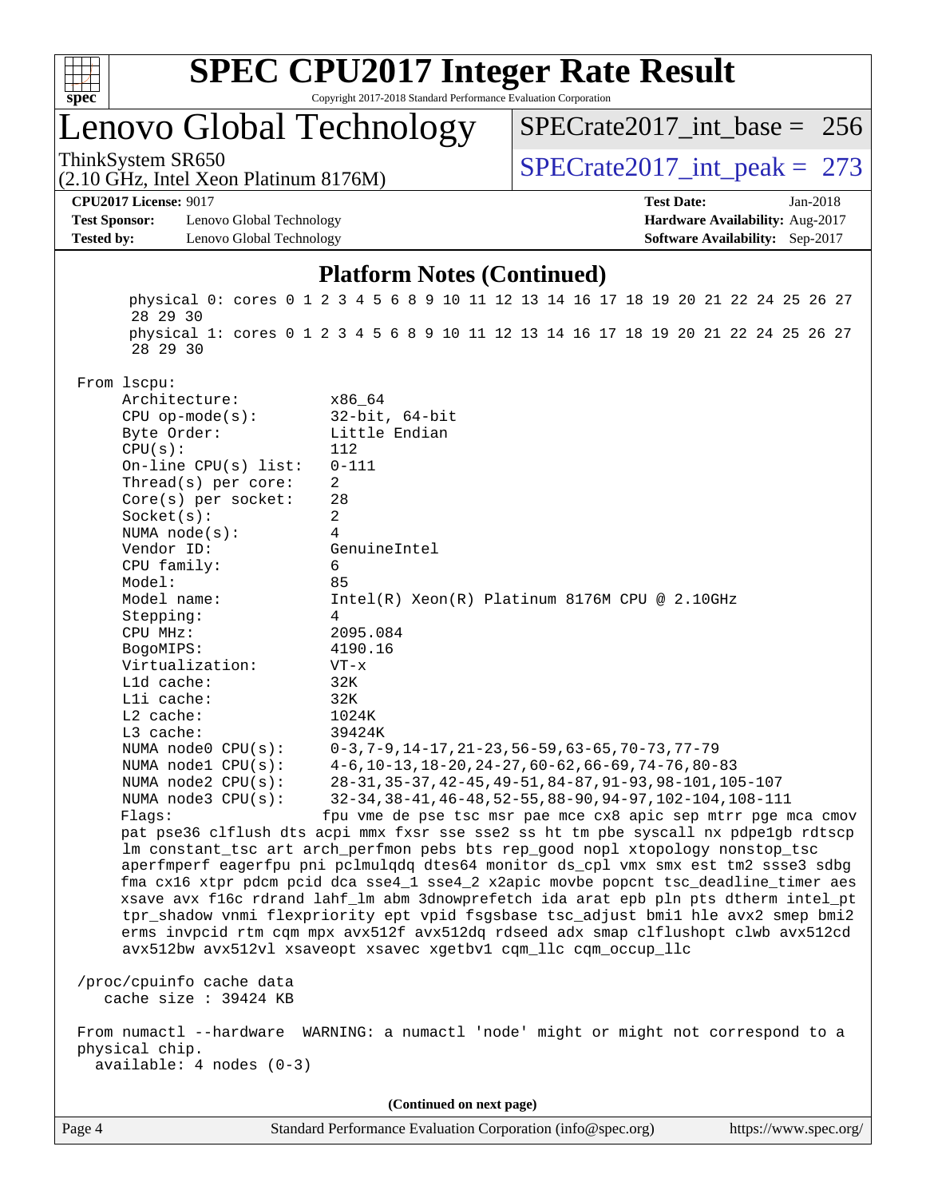## Platform Notes (Continued)

```
      physical 0: cores 0 1 2 3 4 5 6 8 9 10 11 12 13 14 16 17 18 19 20 21 22 24 25 26 27
      28 29 30
      physical 1: cores 0 1 2 3 4 5 6 8 9 10 11 12 13 14 16 17 18 19 20 21 22 24 25 26 27
      28 29 30

 From lscpu:
      Architecture:          x86_64
      CPU op-mode(s):        32-bit, 64-bit
      Byte Order:            Little Endian
      CPU(s):                112
      On-line CPU(s) list:   0-111
      Thread(s) per core:    2
      Core(s) per socket:    28
      Socket(s):             2
      NUMA node(s):          4
      Vendor ID:             GenuineIntel
      CPU family:            6
      Model:                 85
      Model name:            Intel(R) Xeon(R) Platinum 8176M CPU @ 2.10GHz
      Stepping:              4
      CPU MHz:               2095.084
      BogoMIPS:              4190.16
      Virtualization:        VT-x
      L1d cache:             32K
      L1i cache:             32K
      L2 cache:              1024K
      L3 cache:              39424K
      NUMA node0 CPU(s):     0-3,7-9,14-17,21-23,56-59,63-65,70-73,77-79
      NUMA node1 CPU(s):     4-6,10-13,18-20,24-27,60-62,66-69,74-76,80-83
      NUMA node2 CPU(s):     28-31,35-37,42-45,49-51,84-87,91-93,98-101,105-107
      NUMA node3 CPU(s):     32-34,38-41,46-48,52-55,88-90,94-97,102-104,108-111
      Flags:                fpu vme de pse tsc msr pae mce cx8 apic sep mtrr pge mca cmov
      pat pse36 clflush dts acpi mmx fxsr sse sse2 ss ht tm pbe syscall nx pdpe1gb rdtscp
      lm constant_tsc art arch_perfmon pebs bts rep_good nopl xtopology nonstop_tsc
      aperfmperf eagerfpu pni pclmulqdq dtes64 monitor ds_cpl vmx smx est tm2 ssse3 sdbg
      fma cx16 xtpr pdcm pcid dca sse4_1 sse4_2 x2apic movbe popcnt tsc_deadline_timer aes
      xsave avx f16c rdrand lahf_lm abm 3dnowprefetch ida arat epb pln pts dtherm intel_pt
      tpr_shadow vnmi flexpriority ept vpid fsgsbase tsc_adjust bmi1 hle avx2 smep bmi2
      erms invpcid rtm cqm mpx avx512f avx512dq rdseed adx smap clflushopt clwb avx512cd
      avx512bw avx512vl xsaveopt xsavec xgetbv1 cqm_llc cqm_occup_llc

 /proc/cpuinfo cache data
    cache size : 39424 KB

 From numactl --hardware  WARNING: a numactl 'node' might or might not correspond to a
 physical chip.
   available: 4 nodes (0-3)
```

(Continued on next page)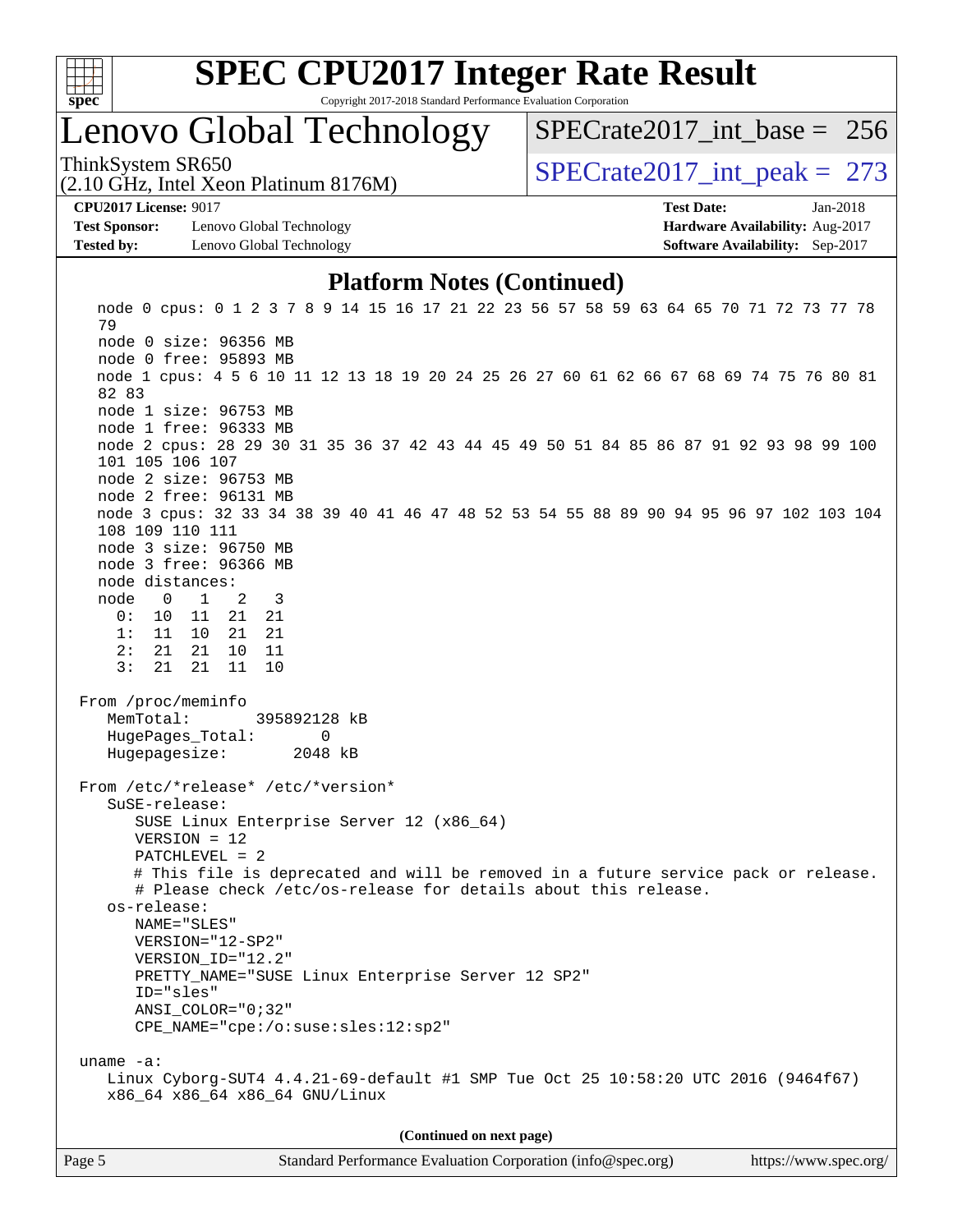# SPEC CPU2017 Integer Rate Result

Copyright 2017-2018 Standard Performance Evaluation Corporation

## Lenovo Global Technology

ThinkSystem SR650
(2.10 GHz, Intel Xeon Platinum 8176M)

SPECrate2017_int_base = 256

SPECrate2017_int_peak = 273

**CPU2017 License:** 9017
**Test Sponsor:** Lenovo Global Technology
**Tested by:** Lenovo Global Technology

**Test Date:** Jan-2018
**Hardware Availability:** Aug-2017
**Software Availability:** Sep-2017

### Platform Notes (Continued)

```
   node 0 cpus: 0 1 2 3 7 8 9 14 15 16 17 21 22 23 56 57 58 59 63 64 65 70 71 72 73 77 78
   79
   node 0 size: 96356 MB
   node 0 free: 95893 MB
   node 1 cpus: 4 5 6 10 11 12 13 18 19 20 24 25 26 27 60 61 62 66 67 68 69 74 75 76 80 81
   82 83
   node 1 size: 96753 MB
   node 1 free: 96333 MB
   node 2 cpus: 28 29 30 31 35 36 37 42 43 44 45 49 50 51 84 85 86 87 91 92 93 98 99 100
   101 105 106 107
   node 2 size: 96753 MB
   node 2 free: 96131 MB
   node 3 cpus: 32 33 34 38 39 40 41 46 47 48 52 53 54 55 88 89 90 94 95 96 97 102 103 104
   108 109 110 111
   node 3 size: 96750 MB
   node 3 free: 96366 MB
   node distances:
   node   0   1   2   3
     0:  10  11  21  21
     1:  11  10  21  21
     2:  21  21  10  11
     3:  21  21  11  10

 From /proc/meminfo
    MemTotal:       395892128 kB
    HugePages_Total:       0
    Hugepagesize:       2048 kB

 From /etc/*release* /etc/*version*
    SuSE-release:
       SUSE Linux Enterprise Server 12 (x86_64)
       VERSION = 12
       PATCHLEVEL = 2
       # This file is deprecated and will be removed in a future service pack or release.
       # Please check /etc/os-release for details about this release.
    os-release:
       NAME="SLES"
       VERSION="12-SP2"
       VERSION_ID="12.2"
       PRETTY_NAME="SUSE Linux Enterprise Server 12 SP2"
       ID="sles"
       ANSI_COLOR="0;32"
       CPE_NAME="cpe:/o:suse:sles:12:sp2"

 uname -a:
    Linux Cyborg-SUT4 4.4.21-69-default #1 SMP Tue Oct 25 10:58:20 UTC 2016 (9464f67)
    x86_64 x86_64 x86_64 GNU/Linux
```

(Continued on next page)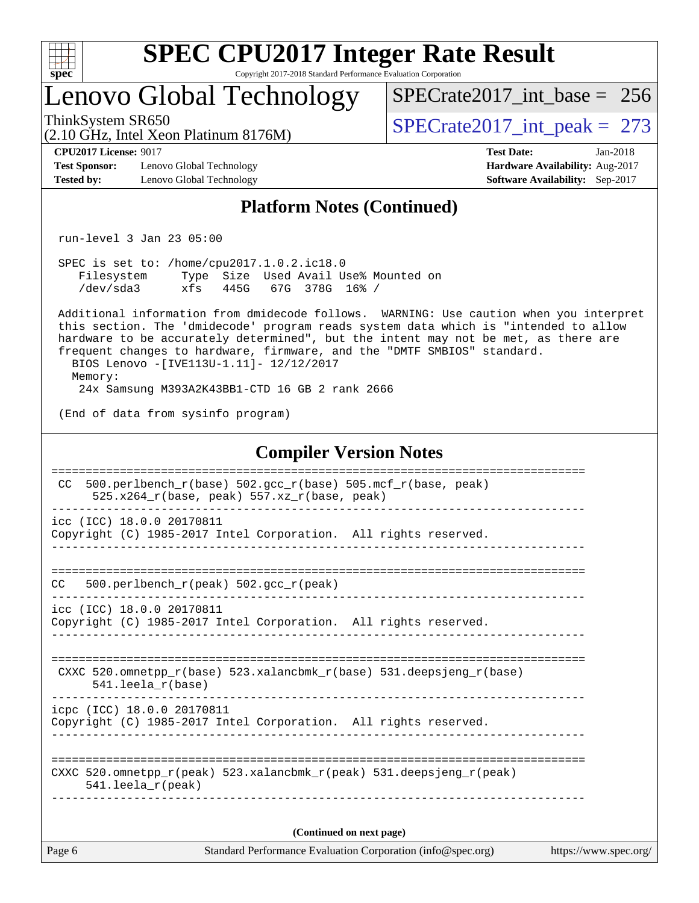# SPEC CPU2017 Integer Rate Result

Copyright 2017-2018 Standard Performance Evaluation Corporation

## Lenovo Global Technology

ThinkSystem SR650
(2.10 GHz, Intel Xeon Platinum 8176M)

SPECrate2017_int_base = 256

SPECrate2017_int_peak = 273

**CPU2017 License:** 9017
**Test Sponsor:** Lenovo Global Technology
**Tested by:** Lenovo Global Technology

**Test Date:** Jan-2018
**Hardware Availability:** Aug-2017
**Software Availability:** Sep-2017

## Platform Notes (Continued)

```
 run-level 3 Jan 23 05:00

 SPEC is set to: /home/cpu2017.1.0.2.ic18.0
    Filesystem     Type  Size  Used Avail Use% Mounted on
    /dev/sda3      xfs   445G   67G  378G  16% /

 Additional information from dmidecode follows.  WARNING: Use caution when you interpret
 this section. The 'dmidecode' program reads system data which is "intended to allow
 hardware to be accurately determined", but the intent may not be met, as there are
 frequent changes to hardware, firmware, and the "DMTF SMBIOS" standard.
   BIOS Lenovo -[IVE113U-1.11]- 12/12/2017
   Memory:
    24x Samsung M393A2K43BB1-CTD 16 GB 2 rank 2666

 (End of data from sysinfo program)
```

## Compiler Version Notes

```
==============================================================================
 CC  500.perlbench_r(base) 502.gcc_r(base) 505.mcf_r(base, peak)
      525.x264_r(base, peak) 557.xz_r(base, peak)
------------------------------------------------------------------------------
icc (ICC) 18.0.0 20170811
Copyright (C) 1985-2017 Intel Corporation.  All rights reserved.
------------------------------------------------------------------------------

==============================================================================
CC   500.perlbench_r(peak) 502.gcc_r(peak)
------------------------------------------------------------------------------
icc (ICC) 18.0.0 20170811
Copyright (C) 1985-2017 Intel Corporation.  All rights reserved.
------------------------------------------------------------------------------

==============================================================================
 CXXC 520.omnetpp_r(base) 523.xalancbmk_r(base) 531.deepsjeng_r(base)
      541.leela_r(base)
------------------------------------------------------------------------------
icpc (ICC) 18.0.0 20170811
Copyright (C) 1985-2017 Intel Corporation.  All rights reserved.
------------------------------------------------------------------------------

==============================================================================
CXXC 520.omnetpp_r(peak) 523.xalancbmk_r(peak) 531.deepsjeng_r(peak)
      541.leela_r(peak)
------------------------------------------------------------------------------
```

**(Continued on next page)**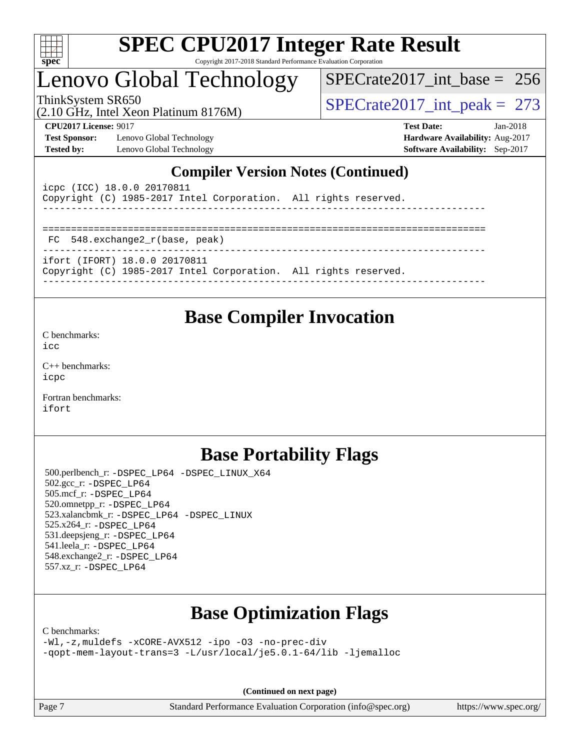## Compiler Version Notes (Continued)

```
icpc (ICC) 18.0.0 20170811
Copyright (C) 1985-2017 Intel Corporation.  All rights reserved.
------------------------------------------------------------------------------

==============================================================================
 FC  548.exchange2_r(base, peak)
------------------------------------------------------------------------------
ifort (IFORT) 18.0.0 20170811
Copyright (C) 1985-2017 Intel Corporation.  All rights reserved.
------------------------------------------------------------------------------
```

## Base Compiler Invocation

C benchmarks:
icc

C++ benchmarks:
icpc

Fortran benchmarks:
ifort

## Base Portability Flags

500.perlbench_r: -DSPEC_LP64 -DSPEC_LINUX_X64
502.gcc_r: -DSPEC_LP64
505.mcf_r: -DSPEC_LP64
520.omnetpp_r: -DSPEC_LP64
523.xalancbmk_r: -DSPEC_LP64 -DSPEC_LINUX
525.x264_r: -DSPEC_LP64
531.deepsjeng_r: -DSPEC_LP64
541.leela_r: -DSPEC_LP64
548.exchange2_r: -DSPEC_LP64
557.xz_r: -DSPEC_LP64

## Base Optimization Flags

C benchmarks:
-Wl,-z,muldefs -xCORE-AVX512 -ipo -O3 -no-prec-div
-qopt-mem-layout-trans=3 -L/usr/local/je5.0.1-64/lib -ljemalloc

**(Continued on next page)**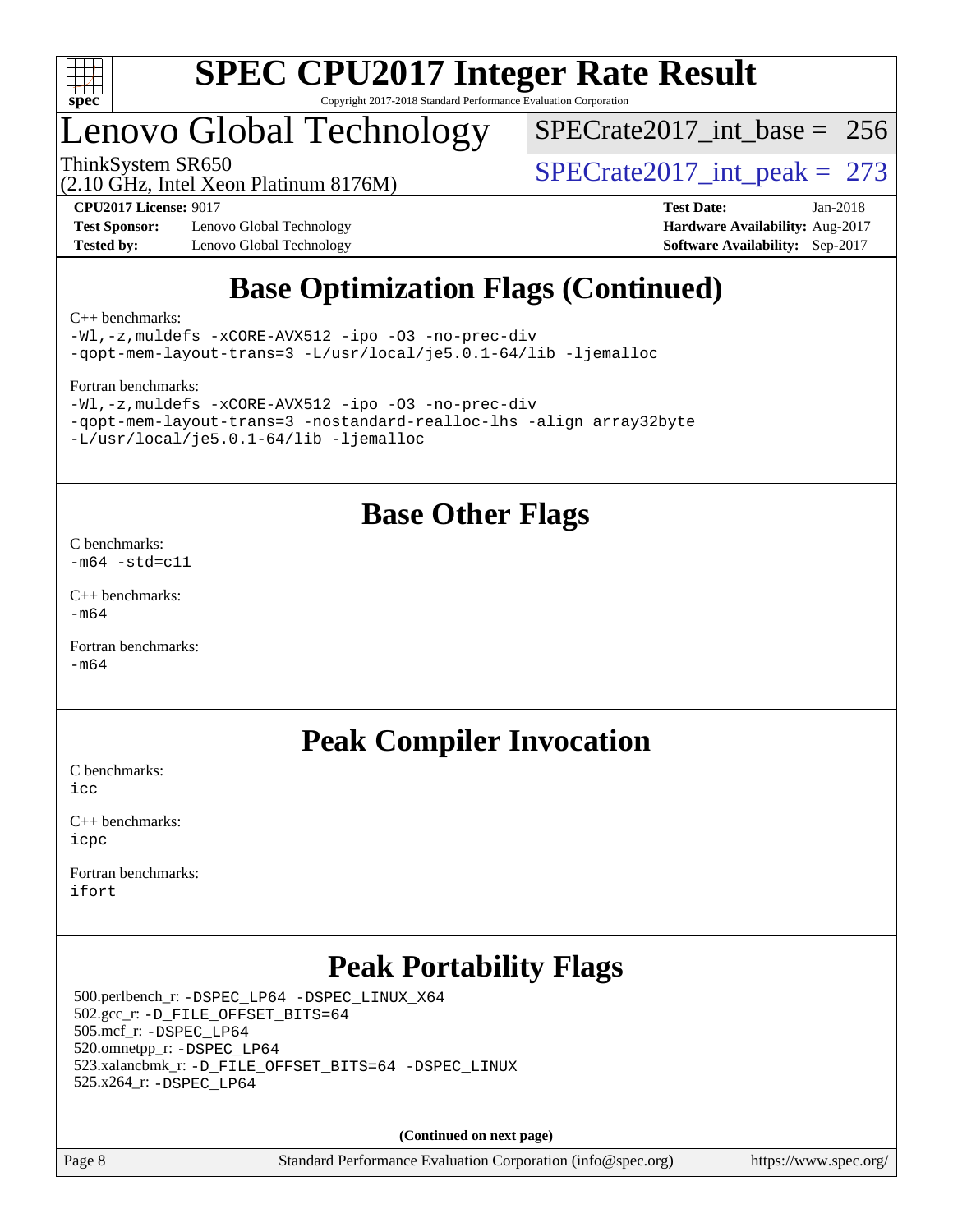# Base Optimization Flags (Continued)

C++ benchmarks:

```
-Wl,-z,muldefs -xCORE-AVX512 -ipo -O3 -no-prec-div
-qopt-mem-layout-trans=3 -L/usr/local/je5.0.1-64/lib -ljemalloc
```

Fortran benchmarks:

```
-Wl,-z,muldefs -xCORE-AVX512 -ipo -O3 -no-prec-div
-qopt-mem-layout-trans=3 -nostandard-realloc-lhs -align array32byte
-L/usr/local/je5.0.1-64/lib -ljemalloc
```

# Base Other Flags

C benchmarks:
`-m64 -std=c11`

C++ benchmarks:
`-m64`

Fortran benchmarks:
`-m64`

# Peak Compiler Invocation

C benchmarks:
`icc`

C++ benchmarks:
`icpc`

Fortran benchmarks:
`ifort`

# Peak Portability Flags

500.perlbench_r: `-DSPEC_LP64 -DSPEC_LINUX_X64`
502.gcc_r: `-D_FILE_OFFSET_BITS=64`
505.mcf_r: `-DSPEC_LP64`
520.omnetpp_r: `-DSPEC_LP64`
523.xalancbmk_r: `-D_FILE_OFFSET_BITS=64 -DSPEC_LINUX`
525.x264_r: `-DSPEC_LP64`

**(Continued on next page)**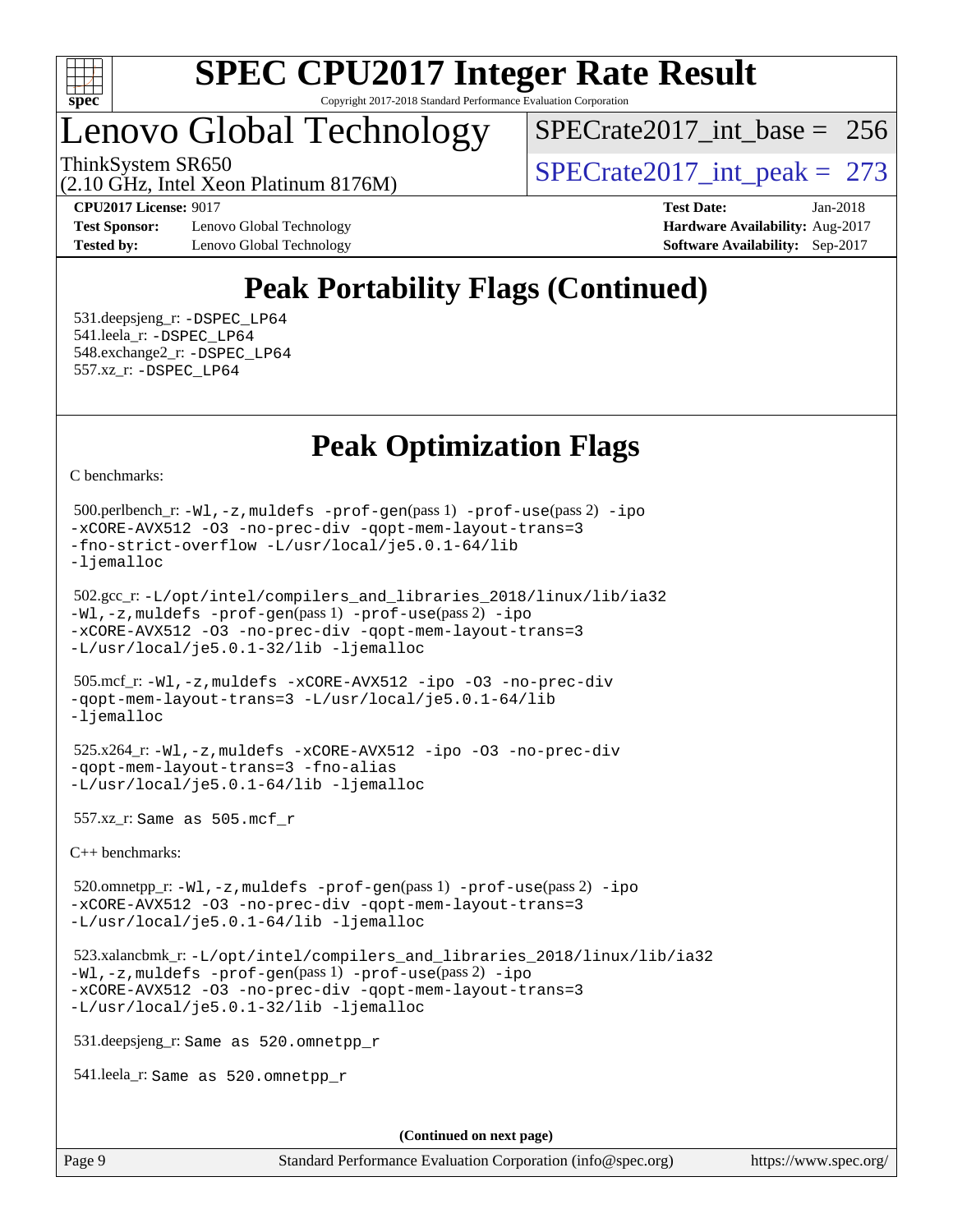## Peak Portability Flags (Continued)

531.deepsjeng_r: -DSPEC_LP64
541.leela_r: -DSPEC_LP64
548.exchange2_r: -DSPEC_LP64
557.xz_r: -DSPEC_LP64

## Peak Optimization Flags

C benchmarks:

500.perlbench_r: -Wl,-z,muldefs -prof-gen(pass 1) -prof-use(pass 2) -ipo -xCORE-AVX512 -O3 -no-prec-div -qopt-mem-layout-trans=3 -fno-strict-overflow -L/usr/local/je5.0.1-64/lib -ljemalloc

502.gcc_r: -L/opt/intel/compilers_and_libraries_2018/linux/lib/ia32 -Wl,-z,muldefs -prof-gen(pass 1) -prof-use(pass 2) -ipo -xCORE-AVX512 -O3 -no-prec-div -qopt-mem-layout-trans=3 -L/usr/local/je5.0.1-32/lib -ljemalloc

505.mcf_r: -Wl,-z,muldefs -xCORE-AVX512 -ipo -O3 -no-prec-div -qopt-mem-layout-trans=3 -L/usr/local/je5.0.1-64/lib -ljemalloc

525.x264_r: -Wl,-z,muldefs -xCORE-AVX512 -ipo -O3 -no-prec-div -qopt-mem-layout-trans=3 -fno-alias -L/usr/local/je5.0.1-64/lib -ljemalloc

557.xz_r: Same as 505.mcf_r

C++ benchmarks:

520.omnetpp_r: -Wl,-z,muldefs -prof-gen(pass 1) -prof-use(pass 2) -ipo -xCORE-AVX512 -O3 -no-prec-div -qopt-mem-layout-trans=3 -L/usr/local/je5.0.1-64/lib -ljemalloc

523.xalancbmk_r: -L/opt/intel/compilers_and_libraries_2018/linux/lib/ia32 -Wl,-z,muldefs -prof-gen(pass 1) -prof-use(pass 2) -ipo -xCORE-AVX512 -O3 -no-prec-div -qopt-mem-layout-trans=3 -L/usr/local/je5.0.1-32/lib -ljemalloc

531.deepsjeng_r: Same as 520.omnetpp_r

541.leela_r: Same as 520.omnetpp_r

(Continued on next page)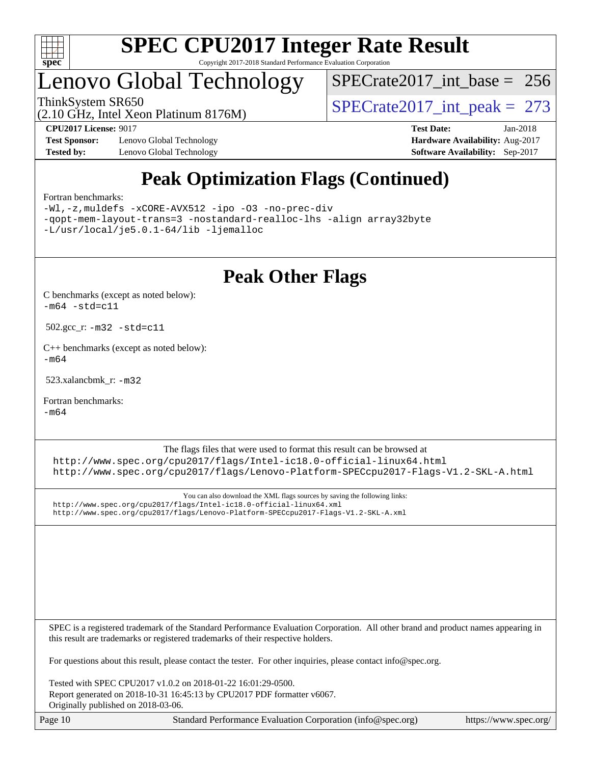# Peak Optimization Flags (Continued)

Fortran benchmarks:

```
-Wl,-z,muldefs -xCORE-AVX512 -ipo -O3 -no-prec-div
-qopt-mem-layout-trans=3 -nostandard-realloc-lhs -align array32byte
-L/usr/local/je5.0.1-64/lib -ljemalloc
```

# Peak Other Flags

C benchmarks (except as noted below):
`-m64 -std=c11`

502.gcc_r: `-m32 -std=c11`

C++ benchmarks (except as noted below):
`-m64`

523.xalancbmk_r: `-m32`

Fortran benchmarks:
`-m64`

The flags files that were used to format this result can be browsed at
http://www.spec.org/cpu2017/flags/Intel-ic18.0-official-linux64.html
http://www.spec.org/cpu2017/flags/Lenovo-Platform-SPECcpu2017-Flags-V1.2-SKL-A.html

You can also download the XML flags sources by saving the following links:
http://www.spec.org/cpu2017/flags/Intel-ic18.0-official-linux64.xml
http://www.spec.org/cpu2017/flags/Lenovo-Platform-SPECcpu2017-Flags-V1.2-SKL-A.xml

SPEC is a registered trademark of the Standard Performance Evaluation Corporation. All other brand and product names appearing in this result are trademarks or registered trademarks of their respective holders.

For questions about this result, please contact the tester. For other inquiries, please contact info@spec.org.

Tested with SPEC CPU2017 v1.0.2 on 2018-01-22 16:01:29-0500.
Report generated on 2018-10-31 16:45:13 by CPU2017 PDF formatter v6067.
Originally published on 2018-03-06.